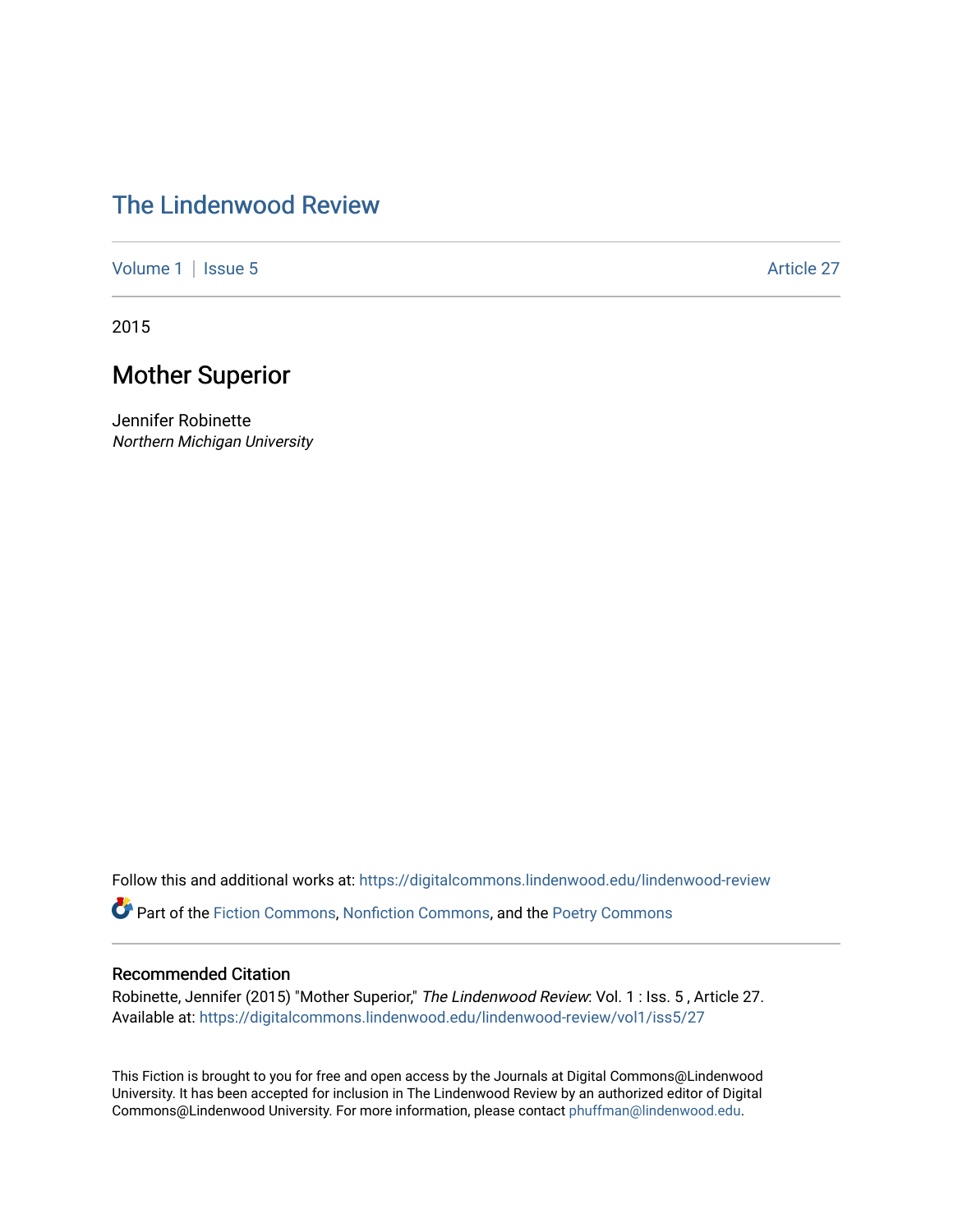# The Lindenwood Review

Volume 1 | Issue 5 Article 27

2015

## Mother Superior

Jennifer Robinette
*Northern Michigan University*

Follow this and additional works at: https://digitalcommons.lindenwood.edu/lindenwood-review

Part of the Fiction Commons, Nonfiction Commons, and the Poetry Commons

### Recommended Citation

Robinette, Jennifer (2015) "Mother Superior," *The Lindenwood Review*: Vol. 1 : Iss. 5 , Article 27.
Available at: https://digitalcommons.lindenwood.edu/lindenwood-review/vol1/iss5/27

This Fiction is brought to you for free and open access by the Journals at Digital Commons@Lindenwood University. It has been accepted for inclusion in The Lindenwood Review by an authorized editor of Digital Commons@Lindenwood University. For more information, please contact phuffman@lindenwood.edu.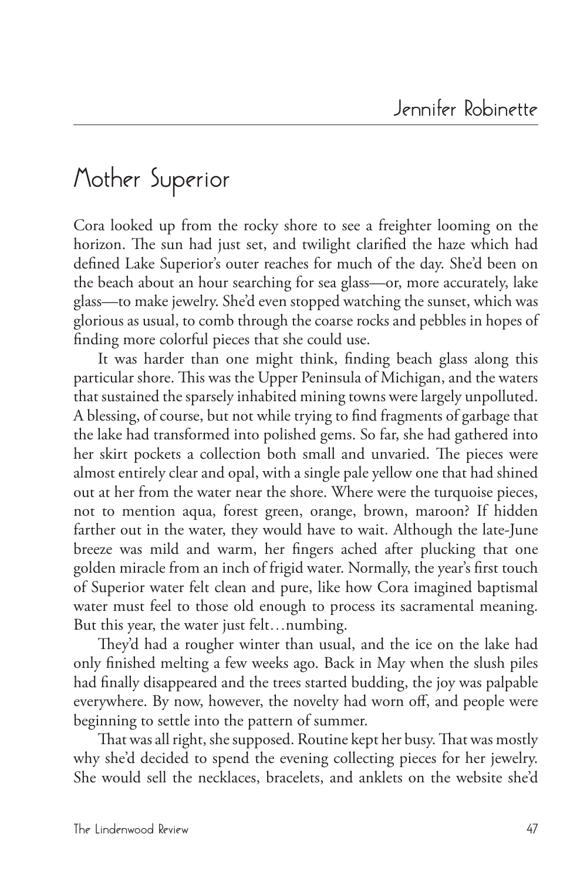# Mother Superior

Cora looked up from the rocky shore to see a freighter looming on the horizon. The sun had just set, and twilight clarified the haze which had defined Lake Superior's outer reaches for much of the day. She'd been on the beach about an hour searching for sea glass—or, more accurately, lake glass—to make jewelry. She'd even stopped watching the sunset, which was glorious as usual, to comb through the coarse rocks and pebbles in hopes of finding more colorful pieces that she could use.

It was harder than one might think, finding beach glass along this particular shore. This was the Upper Peninsula of Michigan, and the waters that sustained the sparsely inhabited mining towns were largely unpolluted. A blessing, of course, but not while trying to find fragments of garbage that the lake had transformed into polished gems. So far, she had gathered into her skirt pockets a collection both small and unvaried. The pieces were almost entirely clear and opal, with a single pale yellow one that had shined out at her from the water near the shore. Where were the turquoise pieces, not to mention aqua, forest green, orange, brown, maroon? If hidden farther out in the water, they would have to wait. Although the late-June breeze was mild and warm, her fingers ached after plucking that one golden miracle from an inch of frigid water. Normally, the year's first touch of Superior water felt clean and pure, like how Cora imagined baptismal water must feel to those old enough to process its sacramental meaning. But this year, the water just felt…numbing.

They'd had a rougher winter than usual, and the ice on the lake had only finished melting a few weeks ago. Back in May when the slush piles had finally disappeared and the trees started budding, the joy was palpable everywhere. By now, however, the novelty had worn off, and people were beginning to settle into the pattern of summer.

That was all right, she supposed. Routine kept her busy. That was mostly why she'd decided to spend the evening collecting pieces for her jewelry. She would sell the necklaces, bracelets, and anklets on the website she'd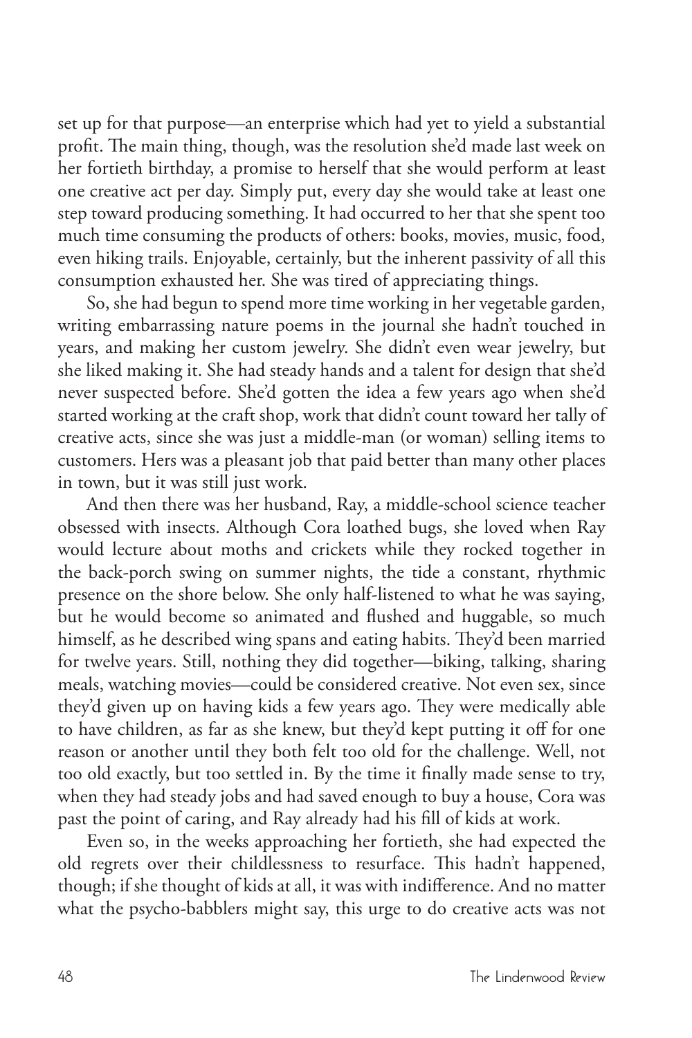set up for that purpose—an enterprise which had yet to yield a substantial profit. The main thing, though, was the resolution she'd made last week on her fortieth birthday, a promise to herself that she would perform at least one creative act per day. Simply put, every day she would take at least one step toward producing something. It had occurred to her that she spent too much time consuming the products of others: books, movies, music, food, even hiking trails. Enjoyable, certainly, but the inherent passivity of all this consumption exhausted her. She was tired of appreciating things.

So, she had begun to spend more time working in her vegetable garden, writing embarrassing nature poems in the journal she hadn't touched in years, and making her custom jewelry. She didn't even wear jewelry, but she liked making it. She had steady hands and a talent for design that she'd never suspected before. She'd gotten the idea a few years ago when she'd started working at the craft shop, work that didn't count toward her tally of creative acts, since she was just a middle-man (or woman) selling items to customers. Hers was a pleasant job that paid better than many other places in town, but it was still just work.

And then there was her husband, Ray, a middle-school science teacher obsessed with insects. Although Cora loathed bugs, she loved when Ray would lecture about moths and crickets while they rocked together in the back-porch swing on summer nights, the tide a constant, rhythmic presence on the shore below. She only half-listened to what he was saying, but he would become so animated and flushed and huggable, so much himself, as he described wing spans and eating habits. They'd been married for twelve years. Still, nothing they did together—biking, talking, sharing meals, watching movies—could be considered creative. Not even sex, since they'd given up on having kids a few years ago. They were medically able to have children, as far as she knew, but they'd kept putting it off for one reason or another until they both felt too old for the challenge. Well, not too old exactly, but too settled in. By the time it finally made sense to try, when they had steady jobs and had saved enough to buy a house, Cora was past the point of caring, and Ray already had his fill of kids at work.

Even so, in the weeks approaching her fortieth, she had expected the old regrets over their childlessness to resurface. This hadn't happened, though; if she thought of kids at all, it was with indifference. And no matter what the psycho-babblers might say, this urge to do creative acts was not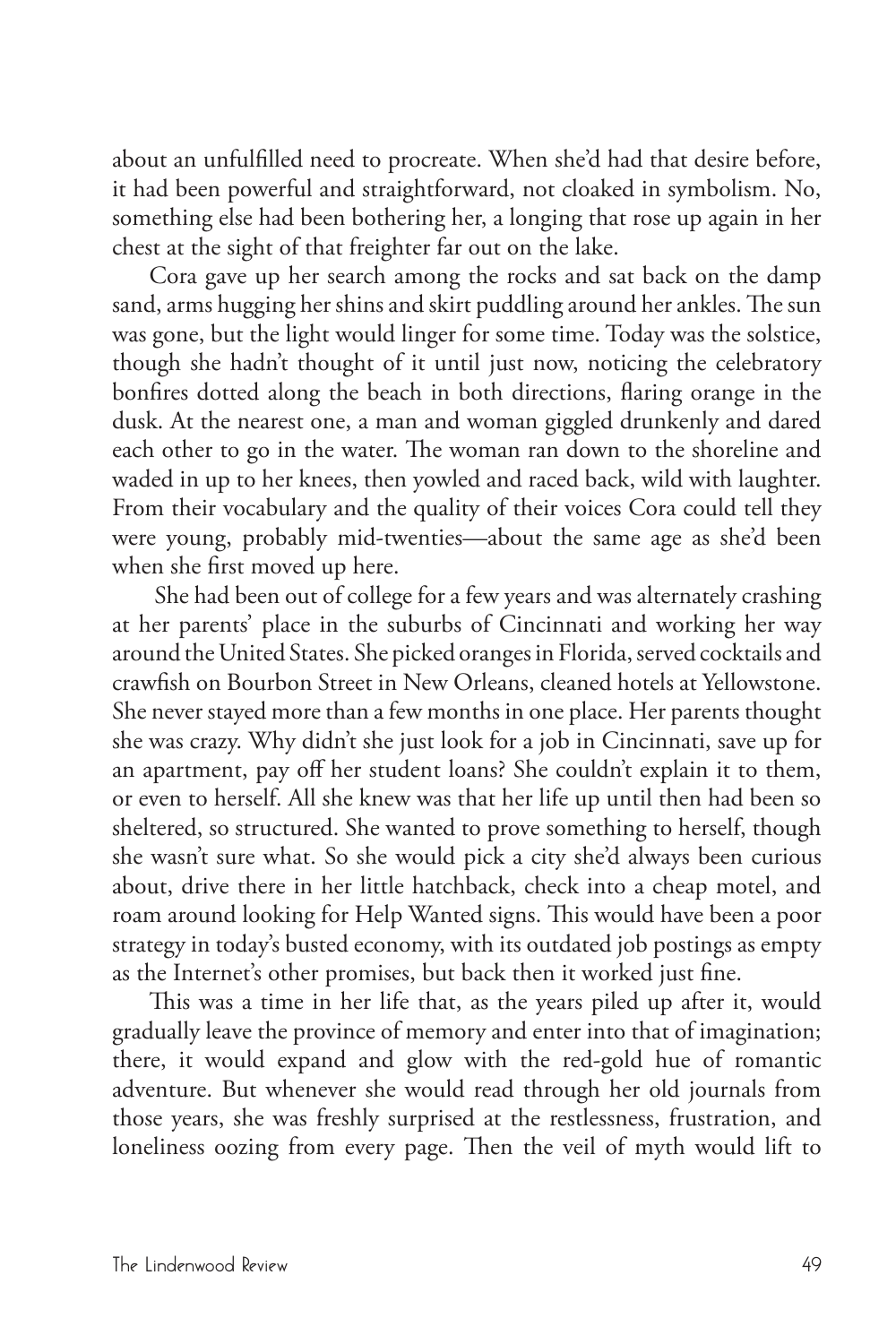about an unfulfilled need to procreate. When she'd had that desire before, it had been powerful and straightforward, not cloaked in symbolism. No, something else had been bothering her, a longing that rose up again in her chest at the sight of that freighter far out on the lake.

Cora gave up her search among the rocks and sat back on the damp sand, arms hugging her shins and skirt puddling around her ankles. The sun was gone, but the light would linger for some time. Today was the solstice, though she hadn't thought of it until just now, noticing the celebratory bonfires dotted along the beach in both directions, flaring orange in the dusk. At the nearest one, a man and woman giggled drunkenly and dared each other to go in the water. The woman ran down to the shoreline and waded in up to her knees, then yowled and raced back, wild with laughter. From their vocabulary and the quality of their voices Cora could tell they were young, probably mid-twenties—about the same age as she'd been when she first moved up here.

She had been out of college for a few years and was alternately crashing at her parents' place in the suburbs of Cincinnati and working her way around the United States. She picked oranges in Florida, served cocktails and crawfish on Bourbon Street in New Orleans, cleaned hotels at Yellowstone. She never stayed more than a few months in one place. Her parents thought she was crazy. Why didn't she just look for a job in Cincinnati, save up for an apartment, pay off her student loans? She couldn't explain it to them, or even to herself. All she knew was that her life up until then had been so sheltered, so structured. She wanted to prove something to herself, though she wasn't sure what. So she would pick a city she'd always been curious about, drive there in her little hatchback, check into a cheap motel, and roam around looking for Help Wanted signs. This would have been a poor strategy in today's busted economy, with its outdated job postings as empty as the Internet's other promises, but back then it worked just fine.

This was a time in her life that, as the years piled up after it, would gradually leave the province of memory and enter into that of imagination; there, it would expand and glow with the red-gold hue of romantic adventure. But whenever she would read through her old journals from those years, she was freshly surprised at the restlessness, frustration, and loneliness oozing from every page. Then the veil of myth would lift to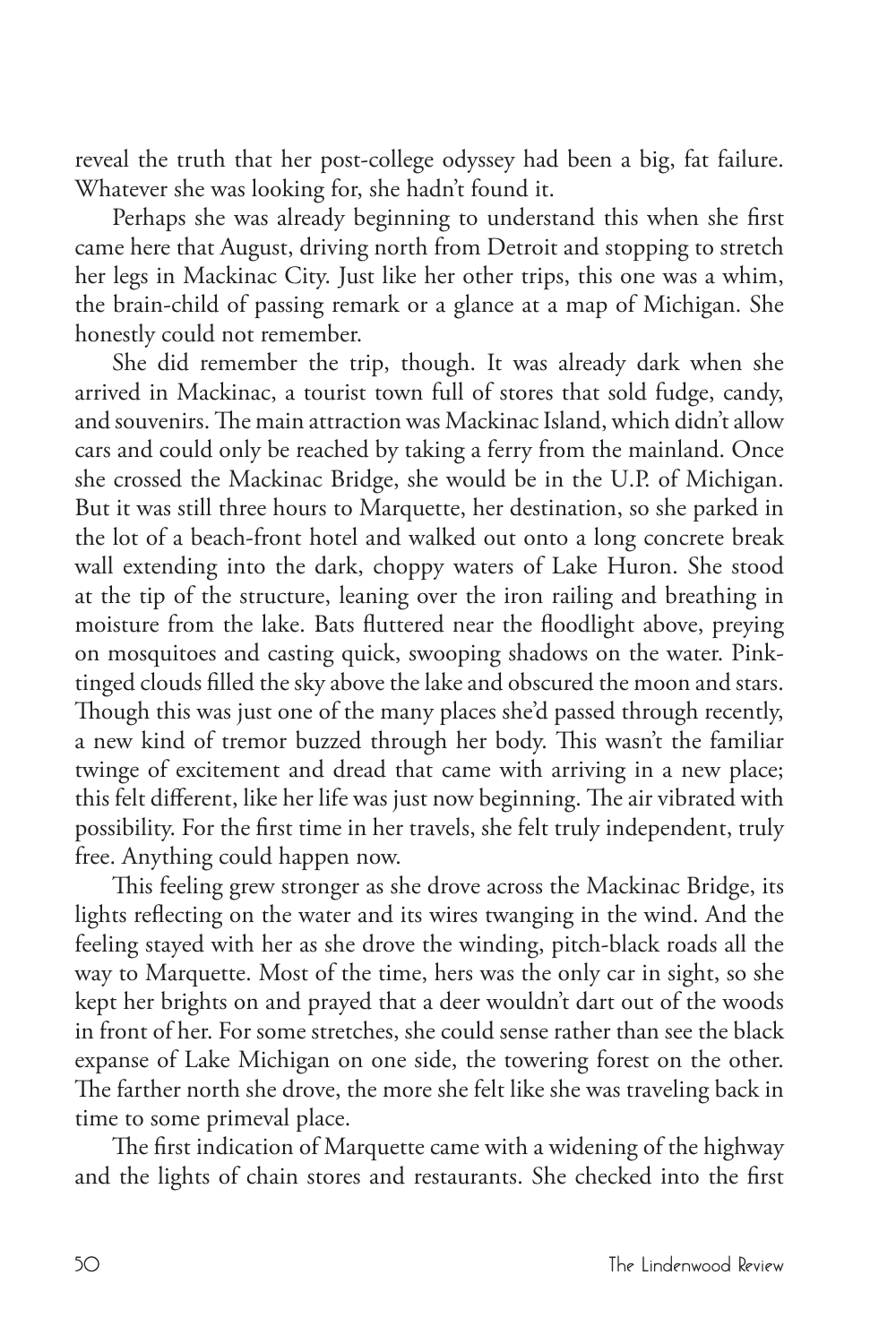reveal the truth that her post-college odyssey had been a big, fat failure. Whatever she was looking for, she hadn't found it.

Perhaps she was already beginning to understand this when she first came here that August, driving north from Detroit and stopping to stretch her legs in Mackinac City. Just like her other trips, this one was a whim, the brain-child of passing remark or a glance at a map of Michigan. She honestly could not remember.

She did remember the trip, though. It was already dark when she arrived in Mackinac, a tourist town full of stores that sold fudge, candy, and souvenirs. The main attraction was Mackinac Island, which didn't allow cars and could only be reached by taking a ferry from the mainland. Once she crossed the Mackinac Bridge, she would be in the U.P. of Michigan. But it was still three hours to Marquette, her destination, so she parked in the lot of a beach-front hotel and walked out onto a long concrete break wall extending into the dark, choppy waters of Lake Huron. She stood at the tip of the structure, leaning over the iron railing and breathing in moisture from the lake. Bats fluttered near the floodlight above, preying on mosquitoes and casting quick, swooping shadows on the water. Pink-tinged clouds filled the sky above the lake and obscured the moon and stars. Though this was just one of the many places she'd passed through recently, a new kind of tremor buzzed through her body. This wasn't the familiar twinge of excitement and dread that came with arriving in a new place; this felt different, like her life was just now beginning. The air vibrated with possibility. For the first time in her travels, she felt truly independent, truly free. Anything could happen now.

This feeling grew stronger as she drove across the Mackinac Bridge, its lights reflecting on the water and its wires twanging in the wind. And the feeling stayed with her as she drove the winding, pitch-black roads all the way to Marquette. Most of the time, hers was the only car in sight, so she kept her brights on and prayed that a deer wouldn't dart out of the woods in front of her. For some stretches, she could sense rather than see the black expanse of Lake Michigan on one side, the towering forest on the other. The farther north she drove, the more she felt like she was traveling back in time to some primeval place.

The first indication of Marquette came with a widening of the highway and the lights of chain stores and restaurants. She checked into the first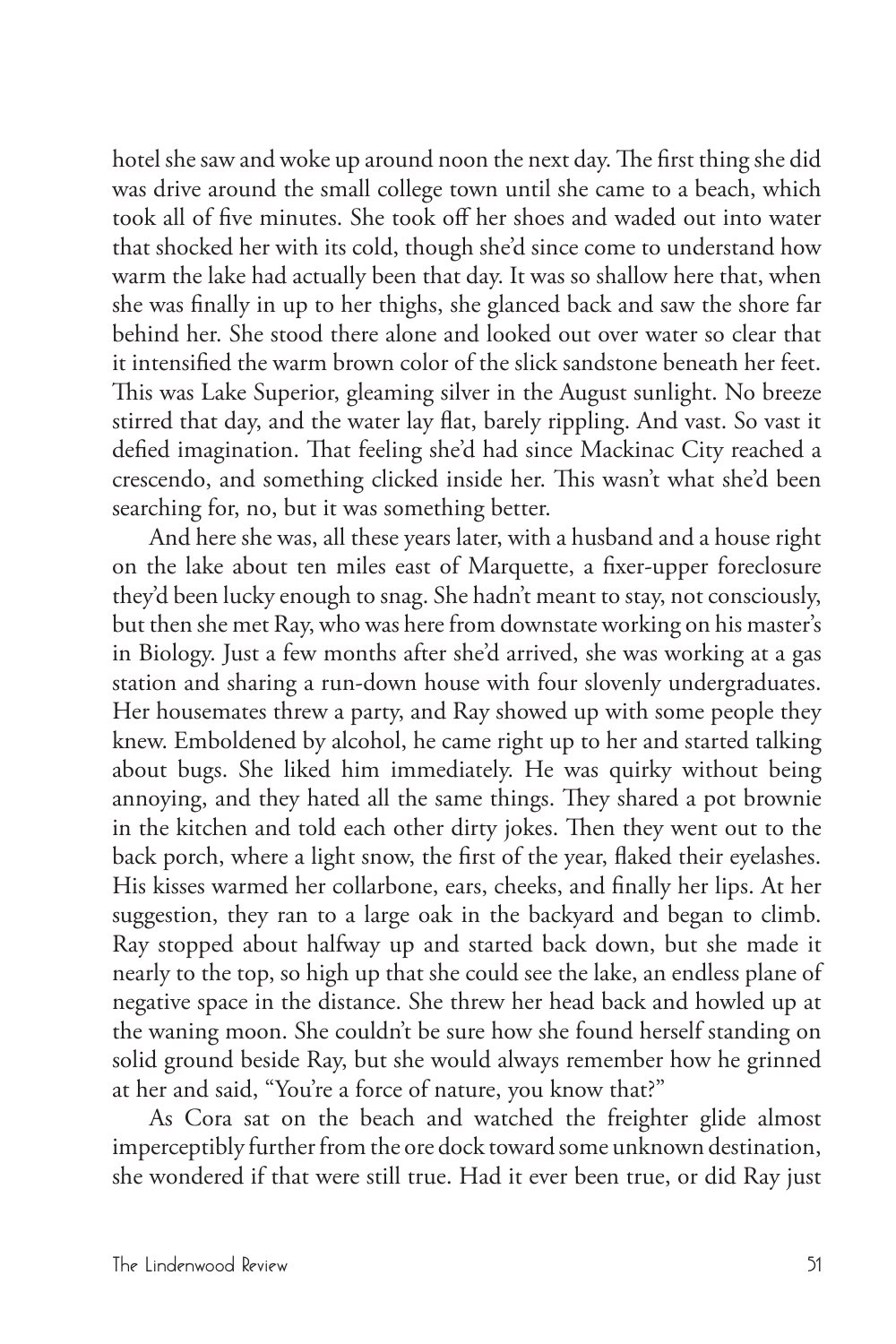hotel she saw and woke up around noon the next day. The first thing she did was drive around the small college town until she came to a beach, which took all of five minutes. She took off her shoes and waded out into water that shocked her with its cold, though she'd since come to understand how warm the lake had actually been that day. It was so shallow here that, when she was finally in up to her thighs, she glanced back and saw the shore far behind her. She stood there alone and looked out over water so clear that it intensified the warm brown color of the slick sandstone beneath her feet. This was Lake Superior, gleaming silver in the August sunlight. No breeze stirred that day, and the water lay flat, barely rippling. And vast. So vast it defied imagination. That feeling she'd had since Mackinac City reached a crescendo, and something clicked inside her. This wasn't what she'd been searching for, no, but it was something better.

And here she was, all these years later, with a husband and a house right on the lake about ten miles east of Marquette, a fixer-upper foreclosure they'd been lucky enough to snag. She hadn't meant to stay, not consciously, but then she met Ray, who was here from downstate working on his master's in Biology. Just a few months after she'd arrived, she was working at a gas station and sharing a run-down house with four slovenly undergraduates. Her housemates threw a party, and Ray showed up with some people they knew. Emboldened by alcohol, he came right up to her and started talking about bugs. She liked him immediately. He was quirky without being annoying, and they hated all the same things. They shared a pot brownie in the kitchen and told each other dirty jokes. Then they went out to the back porch, where a light snow, the first of the year, flaked their eyelashes. His kisses warmed her collarbone, ears, cheeks, and finally her lips. At her suggestion, they ran to a large oak in the backyard and began to climb. Ray stopped about halfway up and started back down, but she made it nearly to the top, so high up that she could see the lake, an endless plane of negative space in the distance. She threw her head back and howled up at the waning moon. She couldn't be sure how she found herself standing on solid ground beside Ray, but she would always remember how he grinned at her and said, "You're a force of nature, you know that?"

As Cora sat on the beach and watched the freighter glide almost imperceptibly further from the ore dock toward some unknown destination, she wondered if that were still true. Had it ever been true, or did Ray just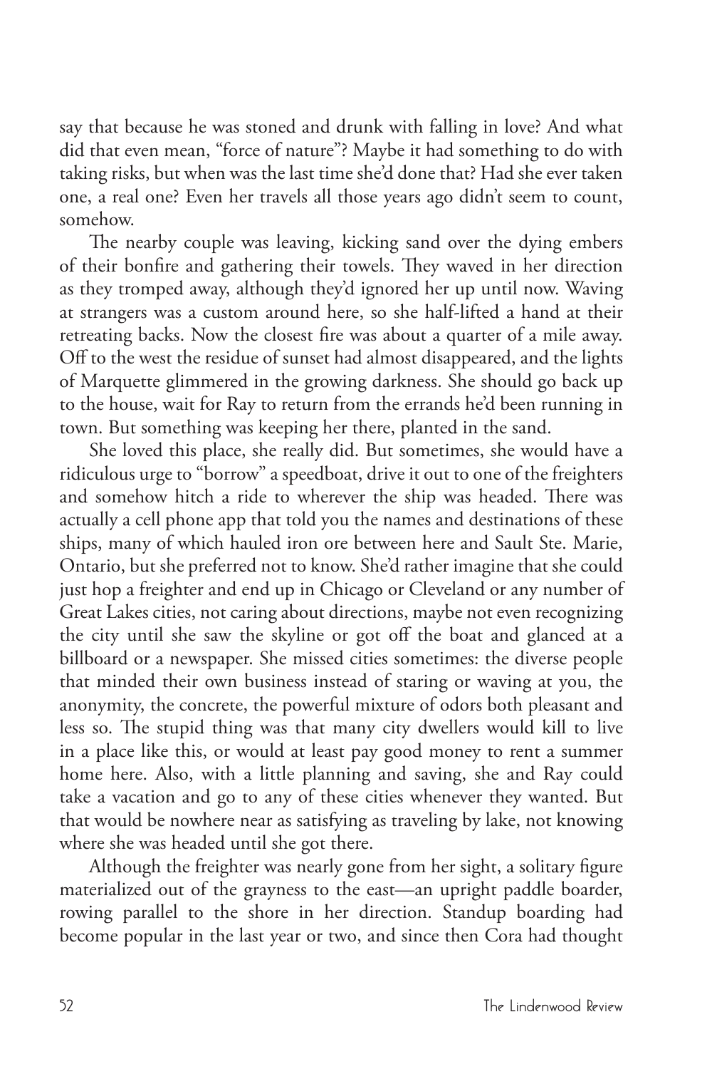say that because he was stoned and drunk with falling in love? And what did that even mean, "force of nature"? Maybe it had something to do with taking risks, but when was the last time she'd done that? Had she ever taken one, a real one? Even her travels all those years ago didn't seem to count, somehow.

The nearby couple was leaving, kicking sand over the dying embers of their bonfire and gathering their towels. They waved in her direction as they tromped away, although they'd ignored her up until now. Waving at strangers was a custom around here, so she half-lifted a hand at their retreating backs. Now the closest fire was about a quarter of a mile away. Off to the west the residue of sunset had almost disappeared, and the lights of Marquette glimmered in the growing darkness. She should go back up to the house, wait for Ray to return from the errands he'd been running in town. But something was keeping her there, planted in the sand.

She loved this place, she really did. But sometimes, she would have a ridiculous urge to "borrow" a speedboat, drive it out to one of the freighters and somehow hitch a ride to wherever the ship was headed. There was actually a cell phone app that told you the names and destinations of these ships, many of which hauled iron ore between here and Sault Ste. Marie, Ontario, but she preferred not to know. She'd rather imagine that she could just hop a freighter and end up in Chicago or Cleveland or any number of Great Lakes cities, not caring about directions, maybe not even recognizing the city until she saw the skyline or got off the boat and glanced at a billboard or a newspaper. She missed cities sometimes: the diverse people that minded their own business instead of staring or waving at you, the anonymity, the concrete, the powerful mixture of odors both pleasant and less so. The stupid thing was that many city dwellers would kill to live in a place like this, or would at least pay good money to rent a summer home here. Also, with a little planning and saving, she and Ray could take a vacation and go to any of these cities whenever they wanted. But that would be nowhere near as satisfying as traveling by lake, not knowing where she was headed until she got there.

Although the freighter was nearly gone from her sight, a solitary figure materialized out of the grayness to the east—an upright paddle boarder, rowing parallel to the shore in her direction. Standup boarding had become popular in the last year or two, and since then Cora had thought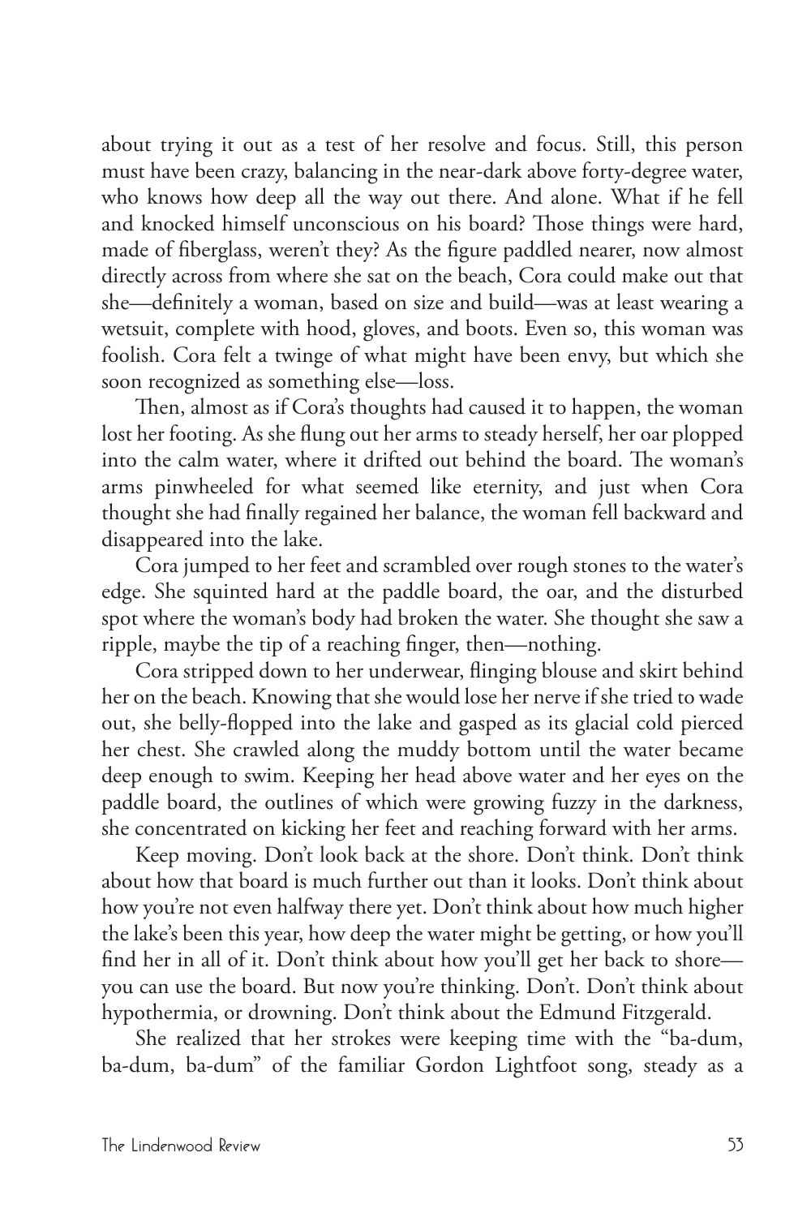about trying it out as a test of her resolve and focus. Still, this person must have been crazy, balancing in the near-dark above forty-degree water, who knows how deep all the way out there. And alone. What if he fell and knocked himself unconscious on his board? Those things were hard, made of fiberglass, weren't they? As the figure paddled nearer, now almost directly across from where she sat on the beach, Cora could make out that she—definitely a woman, based on size and build—was at least wearing a wetsuit, complete with hood, gloves, and boots. Even so, this woman was foolish. Cora felt a twinge of what might have been envy, but which she soon recognized as something else—loss.

Then, almost as if Cora's thoughts had caused it to happen, the woman lost her footing. As she flung out her arms to steady herself, her oar plopped into the calm water, where it drifted out behind the board. The woman's arms pinwheeled for what seemed like eternity, and just when Cora thought she had finally regained her balance, the woman fell backward and disappeared into the lake.

Cora jumped to her feet and scrambled over rough stones to the water's edge. She squinted hard at the paddle board, the oar, and the disturbed spot where the woman's body had broken the water. She thought she saw a ripple, maybe the tip of a reaching finger, then—nothing.

Cora stripped down to her underwear, flinging blouse and skirt behind her on the beach. Knowing that she would lose her nerve if she tried to wade out, she belly-flopped into the lake and gasped as its glacial cold pierced her chest. She crawled along the muddy bottom until the water became deep enough to swim. Keeping her head above water and her eyes on the paddle board, the outlines of which were growing fuzzy in the darkness, she concentrated on kicking her feet and reaching forward with her arms.

Keep moving. Don't look back at the shore. Don't think. Don't think about how that board is much further out than it looks. Don't think about how you're not even halfway there yet. Don't think about how much higher the lake's been this year, how deep the water might be getting, or how you'll find her in all of it. Don't think about how you'll get her back to shore—you can use the board. But now you're thinking. Don't. Don't think about hypothermia, or drowning. Don't think about the Edmund Fitzgerald.

She realized that her strokes were keeping time with the "ba-dum, ba-dum, ba-dum" of the familiar Gordon Lightfoot song, steady as a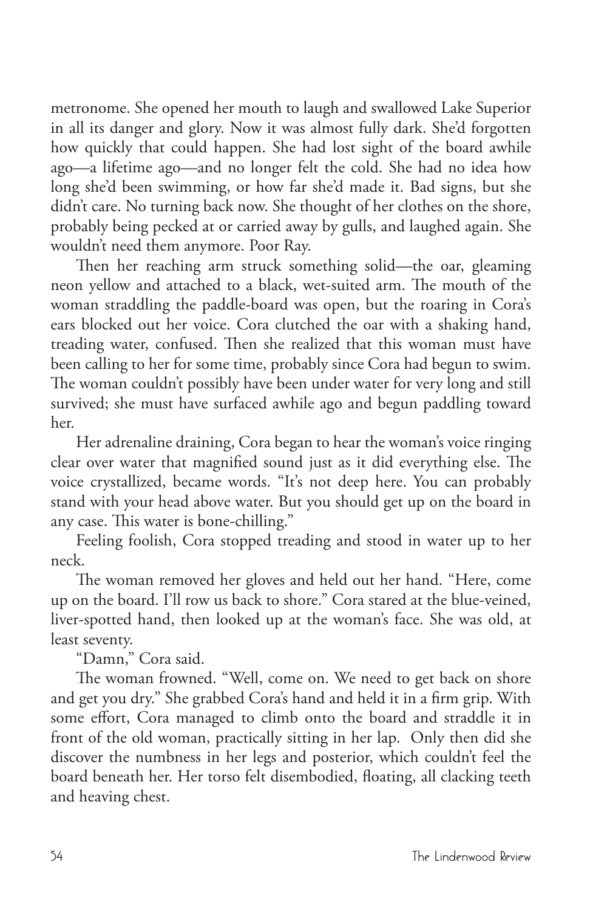metronome. She opened her mouth to laugh and swallowed Lake Superior in all its danger and glory. Now it was almost fully dark. She'd forgotten how quickly that could happen. She had lost sight of the board awhile ago—a lifetime ago—and no longer felt the cold. She had no idea how long she'd been swimming, or how far she'd made it. Bad signs, but she didn't care. No turning back now. She thought of her clothes on the shore, probably being pecked at or carried away by gulls, and laughed again. She wouldn't need them anymore. Poor Ray.

Then her reaching arm struck something solid—the oar, gleaming neon yellow and attached to a black, wet-suited arm. The mouth of the woman straddling the paddle-board was open, but the roaring in Cora's ears blocked out her voice. Cora clutched the oar with a shaking hand, treading water, confused. Then she realized that this woman must have been calling to her for some time, probably since Cora had begun to swim. The woman couldn't possibly have been under water for very long and still survived; she must have surfaced awhile ago and begun paddling toward her.

Her adrenaline draining, Cora began to hear the woman's voice ringing clear over water that magnified sound just as it did everything else. The voice crystallized, became words. "It's not deep here. You can probably stand with your head above water. But you should get up on the board in any case. This water is bone-chilling."

Feeling foolish, Cora stopped treading and stood in water up to her neck.

The woman removed her gloves and held out her hand. "Here, come up on the board. I'll row us back to shore." Cora stared at the blue-veined, liver-spotted hand, then looked up at the woman's face. She was old, at least seventy.

"Damn," Cora said.

The woman frowned. "Well, come on. We need to get back on shore and get you dry." She grabbed Cora's hand and held it in a firm grip. With some effort, Cora managed to climb onto the board and straddle it in front of the old woman, practically sitting in her lap. Only then did she discover the numbness in her legs and posterior, which couldn't feel the board beneath her. Her torso felt disembodied, floating, all clacking teeth and heaving chest.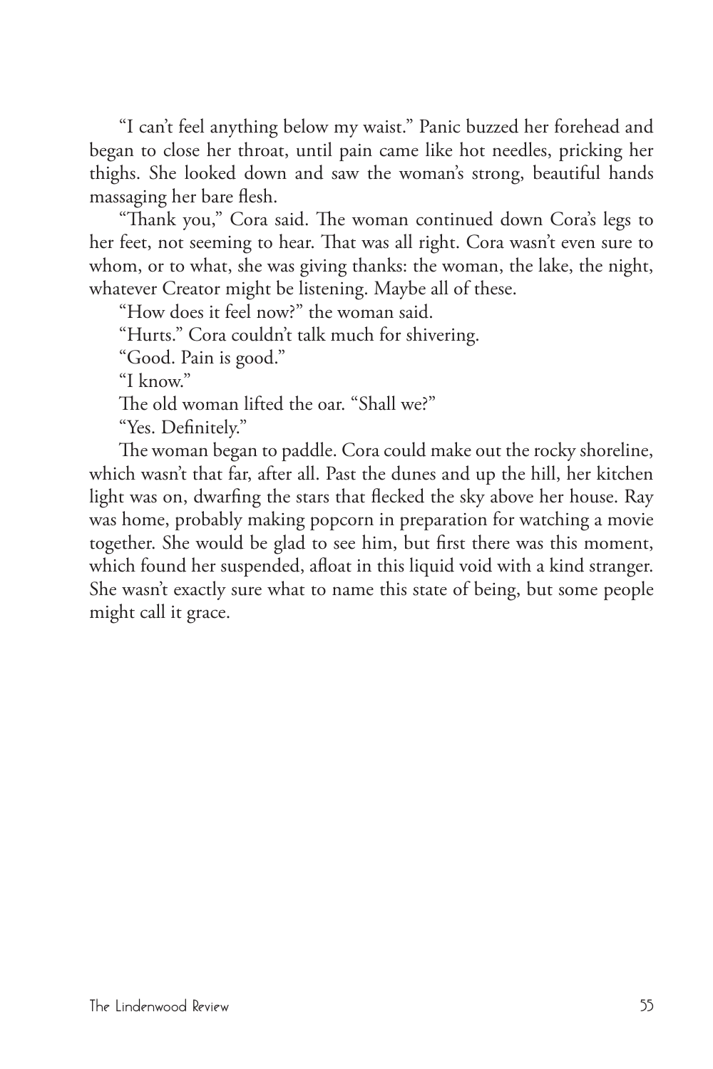"I can't feel anything below my waist." Panic buzzed her forehead and began to close her throat, until pain came like hot needles, pricking her thighs. She looked down and saw the woman's strong, beautiful hands massaging her bare flesh.

"Thank you," Cora said. The woman continued down Cora's legs to her feet, not seeming to hear. That was all right. Cora wasn't even sure to whom, or to what, she was giving thanks: the woman, the lake, the night, whatever Creator might be listening. Maybe all of these.

"How does it feel now?" the woman said.

"Hurts." Cora couldn't talk much for shivering.

"Good. Pain is good."

"I know."

The old woman lifted the oar. "Shall we?"

"Yes. Definitely."

The woman began to paddle. Cora could make out the rocky shoreline, which wasn't that far, after all. Past the dunes and up the hill, her kitchen light was on, dwarfing the stars that flecked the sky above her house. Ray was home, probably making popcorn in preparation for watching a movie together. She would be glad to see him, but first there was this moment, which found her suspended, afloat in this liquid void with a kind stranger. She wasn't exactly sure what to name this state of being, but some people might call it grace.